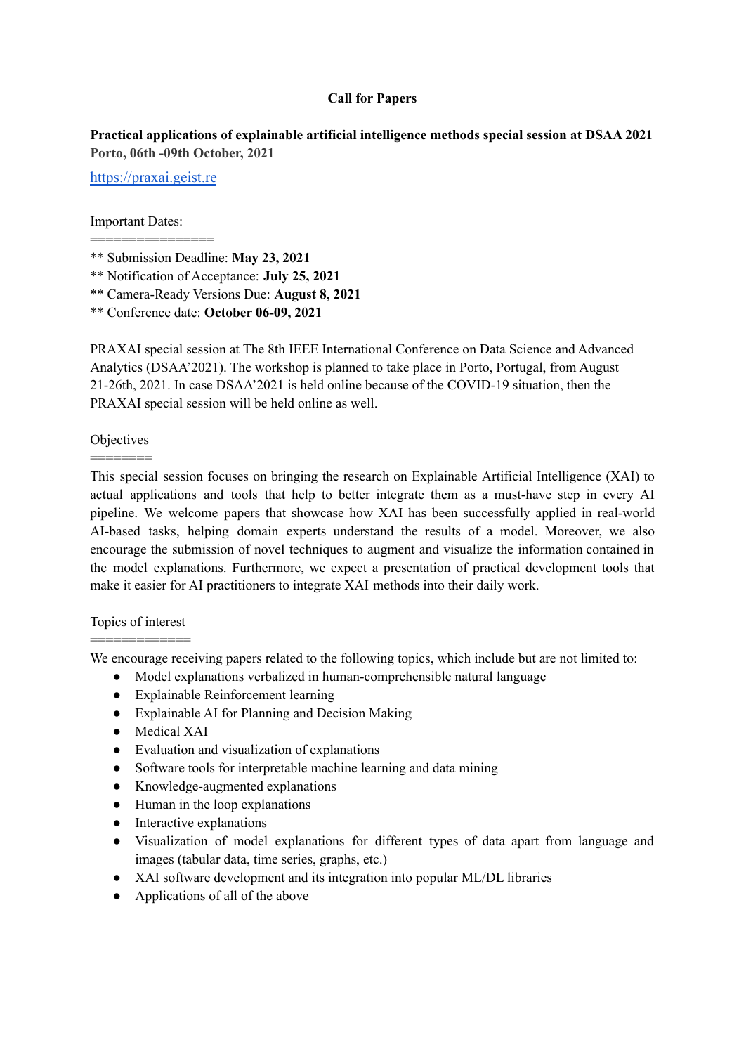**Call for Papers**

**Practical applications of explainable artificial intelligence methods special session at DSAA 2021**
**Porto, 06th -09th October, 2021**

[https://praxai.geist.re](https://praxai.geist.re)

Important Dates:
================
** Submission Deadline: **May 23, 2021**
** Notification of Acceptance: **July 25, 2021**
** Camera-Ready Versions Due: **August 8, 2021**
** Conference date: **October 06-09, 2021**

PRAXAI special session at The 8th IEEE International Conference on Data Science and Advanced Analytics (DSAA'2021). The workshop is planned to take place in Porto, Portugal, from August 21-26th, 2021. In case DSAA'2021 is held online because of the COVID-19 situation, then the PRAXAI special session will be held online as well.

Objectives
========
This special session focuses on bringing the research on Explainable Artificial Intelligence (XAI) to actual applications and tools that help to better integrate them as a must-have step in every AI pipeline. We welcome papers that showcase how XAI has been successfully applied in real-world AI-based tasks, helping domain experts understand the results of a model. Moreover, we also encourage the submission of novel techniques to augment and visualize the information contained in the model explanations. Furthermore, we expect a presentation of practical development tools that make it easier for AI practitioners to integrate XAI methods into their daily work.

Topics of interest
==============
We encourage receiving papers related to the following topics, which include but are not limited to:

- Model explanations verbalized in human-comprehensible natural language
- Explainable Reinforcement learning
- Explainable AI for Planning and Decision Making
- Medical XAI
- Evaluation and visualization of explanations
- Software tools for interpretable machine learning and data mining
- Knowledge-augmented explanations
- Human in the loop explanations
- Interactive explanations
- Visualization of model explanations for different types of data apart from language and images (tabular data, time series, graphs, etc.)
- XAI software development and its integration into popular ML/DL libraries
- Applications of all of the above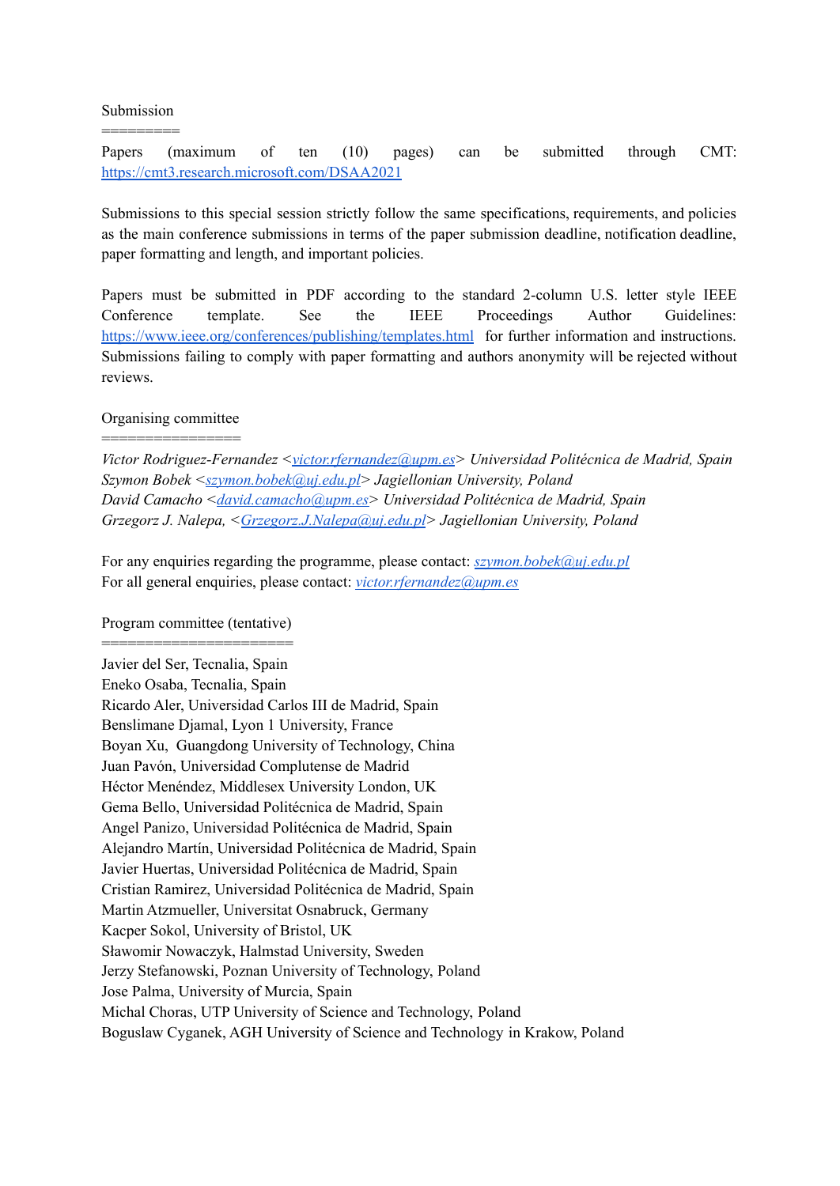## Submission

Papers (maximum of ten (10) pages) can be submitted through CMT: https://cmt3.research.microsoft.com/DSAA2021

Submissions to this special session strictly follow the same specifications, requirements, and policies as the main conference submissions in terms of the paper submission deadline, notification deadline, paper formatting and length, and important policies.

Papers must be submitted in PDF according to the standard 2-column U.S. letter style IEEE Conference template. See the IEEE Proceedings Author Guidelines: https://www.ieee.org/conferences/publishing/templates.html for further information and instructions. Submissions failing to comply with paper formatting and authors anonymity will be rejected without reviews.

## Organising committee

*Victor Rodriguez-Fernandez <victor.rfernandez@upm.es> Universidad Politécnica de Madrid, Spain*
*Szymon Bobek <szymon.bobek@uj.edu.pl> Jagiellonian University, Poland*
*David Camacho <david.camacho@upm.es> Universidad Politécnica de Madrid, Spain*
*Grzegorz J. Nalepa, <Grzegorz.J.Nalepa@uj.edu.pl> Jagiellonian University, Poland*

For any enquiries regarding the programme, please contact: *szymon.bobek@uj.edu.pl*
For all general enquiries, please contact: *victor.rfernandez@upm.es*

## Program committee (tentative)

Javier del Ser, Tecnalia, Spain
Eneko Osaba, Tecnalia, Spain
Ricardo Aler, Universidad Carlos III de Madrid, Spain
Benslimane Djamal, Lyon 1 University, France
Boyan Xu, Guangdong University of Technology, China
Juan Pavón, Universidad Complutense de Madrid
Héctor Menéndez, Middlesex University London, UK
Gema Bello, Universidad Politécnica de Madrid, Spain
Angel Panizo, Universidad Politécnica de Madrid, Spain
Alejandro Martín, Universidad Politécnica de Madrid, Spain
Javier Huertas, Universidad Politécnica de Madrid, Spain
Cristian Ramirez, Universidad Politécnica de Madrid, Spain
Martin Atzmueller, Universitat Osnabruck, Germany
Kacper Sokol, University of Bristol, UK
Sławomir Nowaczyk, Halmstad University, Sweden
Jerzy Stefanowski, Poznan University of Technology, Poland
Jose Palma, University of Murcia, Spain
Michal Choras, UTP University of Science and Technology, Poland
Boguslaw Cyganek, AGH University of Science and Technology in Krakow, Poland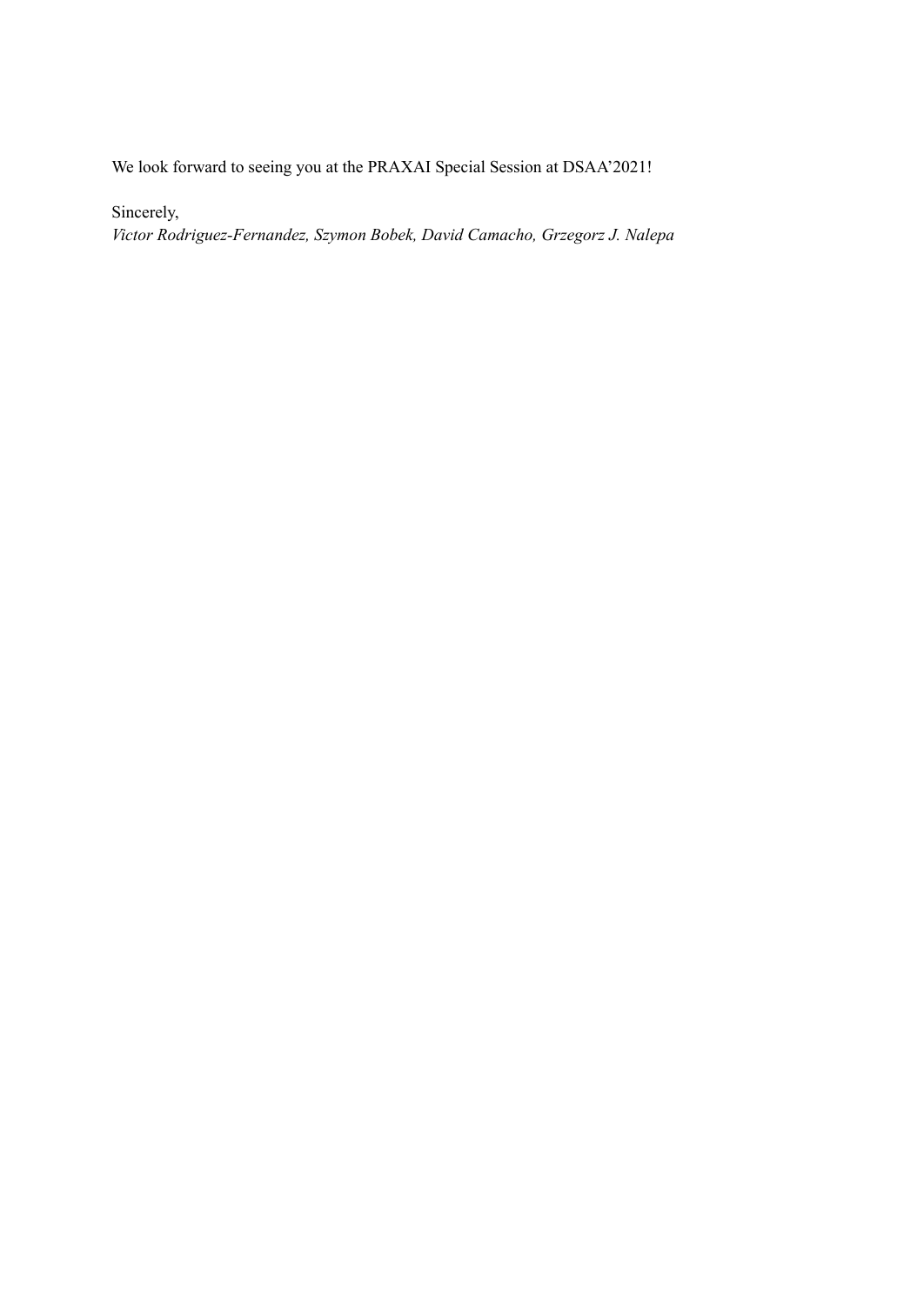We look forward to seeing you at the PRAXAI Special Session at DSAA'2021!

Sincerely,
*Victor Rodriguez-Fernandez, Szymon Bobek, David Camacho, Grzegorz J. Nalepa*